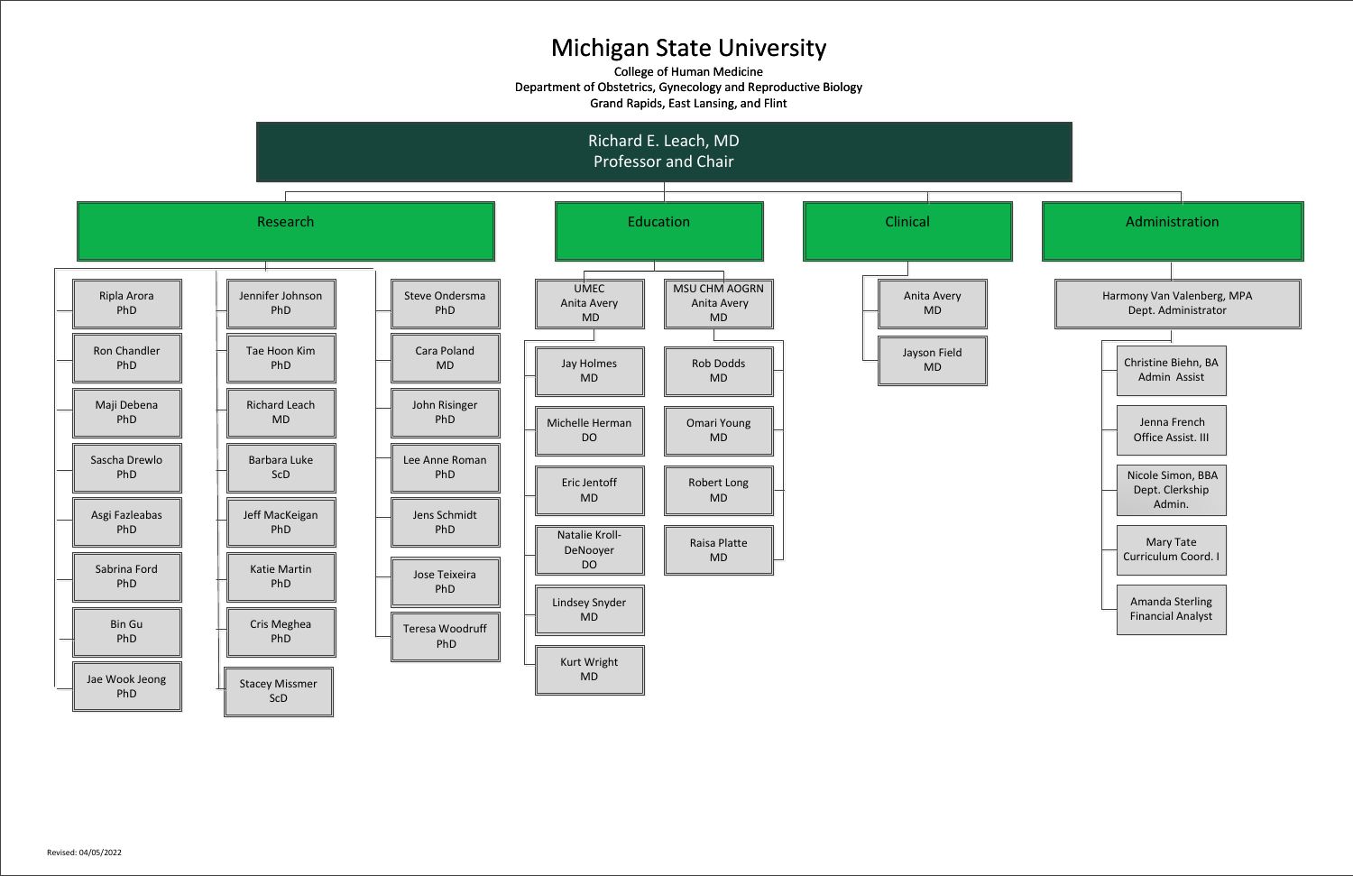# Michigan State University

College of Human Medicine
Department of Obstetrics, Gynecology and Reproductive Biology
Grand Rapids, East Lansing, and Flint

**Richard E. Leach, MD**
**Professor and Chair**

## Research

- Ripla Arora, PhD
- Ron Chandler, PhD
- Maji Debena, PhD
- Sascha Drewlo, PhD
- Asgi Fazleabas, PhD
- Sabrina Ford, PhD
- Bin Gu, PhD
- Jae Wook Jeong, PhD
- Jennifer Johnson, PhD
- Tae Hoon Kim, PhD
- Richard Leach, MD
- Barbara Luke, ScD
- Jeff MacKeigan, PhD
- Katie Martin, PhD
- Cris Meghea, PhD
- Stacey Missmer, ScD
- Steve Ondersma, PhD
- Cara Poland, MD
- John Risinger, PhD
- Lee Anne Roman, PhD
- Jens Schmidt, PhD
- Jose Teixeira, PhD
- Teresa Woodruff, PhD

## Education

### UMEC – Anita Avery, MD

- Jay Holmes, MD
- Michelle Herman, DO
- Eric Jentoff, MD
- Natalie Kroll-DeNooyer, DO
- Lindsey Snyder, MD
- Kurt Wright, MD

### MSU CHM AOGRN – Anita Avery, MD

- Rob Dodds, MD
- Omari Young, MD
- Robert Long, MD
- Raisa Platte, MD

## Clinical

- Anita Avery, MD
- Jayson Field, MD

## Administration

### Harmony Van Valenberg, MPA – Dept. Administrator

- Christine Biehn, BA – Admin Assist
- Jenna French – Office Assist. III
- Nicole Simon, BBA – Dept. Clerkship Admin.
- Mary Tate – Curriculum Coord. I
- Amanda Sterling – Financial Analyst

Revised: 04/05/2022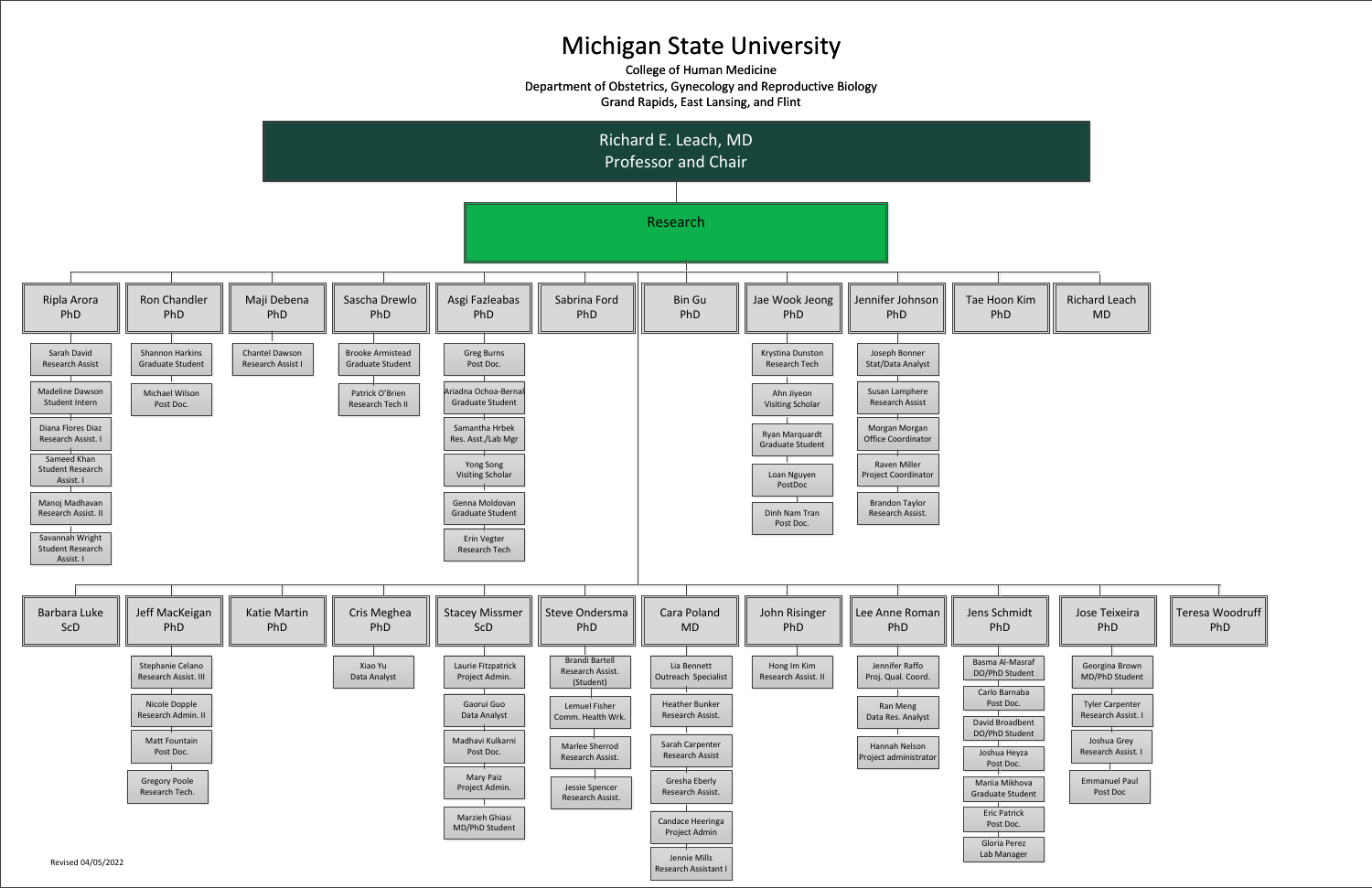# Michigan State University

College of Human Medicine
Department of Obstetrics, Gynecology and Reproductive Biology
Grand Rapids, East Lansing, and Flint

## Richard E. Leach, MD
Professor and Chair

### Research

**Ripla Arora, PhD**
- Sarah David, Research Assist
- Madeline Dawson, Student Intern
- Diana Flores Diaz, Research Assist. I
- Sameed Khan, Student Research Assist. I
- Manoj Madhavan, Research Assist. II
- Savannah Wright, Student Research Assist. I

**Ron Chandler, PhD**
- Shannon Harkins, Graduate Student
- Michael Wilson, Post Doc.

**Maji Debena, PhD**
- Chantel Dawson, Research Assist I

**Sascha Drewlo, PhD**
- Brooke Armistead, Graduate Student
- Patrick O'Brien, Research Tech II

**Asgi Fazleabas, PhD**
- Greg Burns, Post Doc.
- Ariadna Ochoa-Bernal, Graduate Student
- Samantha Hrbek, Res. Asst./Lab Mgr
- Yong Song, Visiting Scholar
- Genna Moldovan, Graduate Student
- Erin Vegter, Research Tech

**Sabrina Ford, PhD**

**Bin Gu, PhD**

**Jae Wook Jeong, PhD**
- Krystina Dunston, Research Tech
- Ahn Jiyeon, Visiting Scholar
- Ryan Marquardt, Graduate Student
- Loan Nguyen, PostDoc
- Dinh Nam Tran, Post Doc.

**Jennifer Johnson, PhD**
- Joseph Bonner, Stat/Data Analyst
- Susan Lamphere, Research Assist
- Morgan Morgan, Office Coordinator
- Raven Miller, Project Coordinator
- Brandon Taylor, Research Assist.

**Tae Hoon Kim, PhD**

**Richard Leach, MD**

**Barbara Luke, ScD**

**Jeff MacKeigan, PhD**
- Stephanie Celano, Research Assist. III
- Nicole Dopple, Research Admin. II
- Matt Fountain, Post Doc.
- Gregory Poole, Research Tech.

**Katie Martin, PhD**

**Cris Meghea, PhD**
- Xiao Yu, Data Analyst

**Stacey Missmer, ScD**
- Laurie Fitzpatrick, Project Admin.
- Gaorui Guo, Data Analyst
- Madhavi Kulkarni, Post Doc.
- Mary Paiz, Project Admin.
- Marzieh Ghiasi, MD/PhD Student

**Steve Ondersma, PhD**
- Brandi Bartell, Research Assist. (Student)
- Lemuel Fisher, Comm. Health Wrk.
- Marlee Sherrod, Research Assist.
- Jessie Spencer, Research Assist.

**Cara Poland, MD**
- Lia Bennett, Outreach Specialist
- Heather Bunker, Research Assist.
- Sarah Carpenter, Research Assist
- Gresha Eberly, Research Assist.
- Candace Heeringa, Project Admin
- Jennie Mills, Research Assistant I

**John Risinger, PhD**
- Hong Im Kim, Research Assist. II

**Lee Anne Roman, PhD**
- Jennifer Raffo, Proj. Qual. Coord.
- Ran Meng, Data Res. Analyst
- Hannah Nelson, Project administrator

**Jens Schmidt, PhD**
- Basma Al-Masraf, DO/PhD Student
- Carlo Barnaba, Post Doc.
- David Broadbent, DO/PhD Student
- Joshua Heyza, Post Doc.
- Mariia Mikhova, Graduate Student
- Eric Patrick, Post Doc.
- Gloria Perez, Lab Manager

**Jose Teixeira, PhD**
- Georgina Brown, MD/PhD Student
- Tyler Carpenter, Research Assist. I
- Joshua Grey, Research Assist. I
- Emmanuel Paul, Post Doc

**Teresa Woodruff, PhD**

Revised 04/05/2022